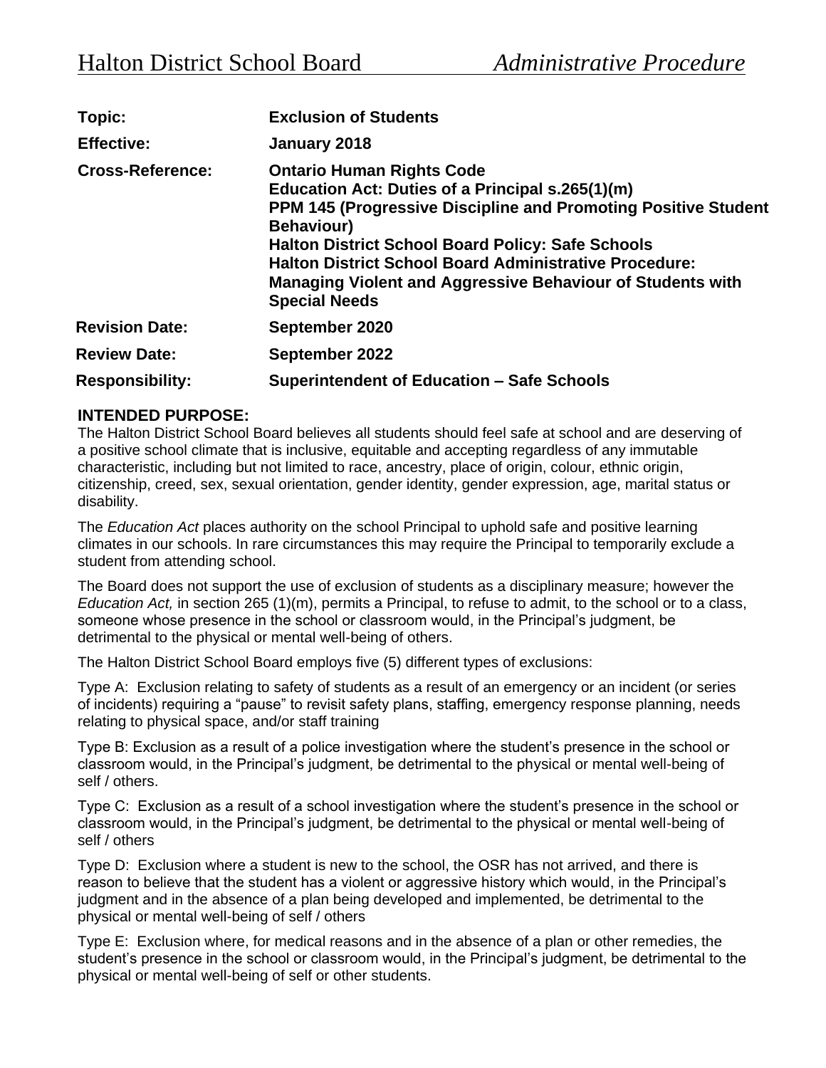# Halton District School Board — *Administrative Procedure*

| | |
|---|---|
| **Topic:** | **Exclusion of Students** |
| **Effective:** | **January 2018** |
| **Cross-Reference:** | **Ontario Human Rights Code**<br>**Education Act: Duties of a Principal s.265(1)(m)**<br>**PPM 145 (Progressive Discipline and Promoting Positive Student Behaviour)**<br>**Halton District School Board Policy: Safe Schools**<br>**Halton District School Board Administrative Procedure: Managing Violent and Aggressive Behaviour of Students with Special Needs** |
| **Revision Date:** | **September 2020** |
| **Review Date:** | **September 2022** |
| **Responsibility:** | **Superintendent of Education – Safe Schools** |

## INTENDED PURPOSE:

The Halton District School Board believes all students should feel safe at school and are deserving of a positive school climate that is inclusive, equitable and accepting regardless of any immutable characteristic, including but not limited to race, ancestry, place of origin, colour, ethnic origin, citizenship, creed, sex, sexual orientation, gender identity, gender expression, age, marital status or disability.

The *Education Act* places authority on the school Principal to uphold safe and positive learning climates in our schools. In rare circumstances this may require the Principal to temporarily exclude a student from attending school.

The Board does not support the use of exclusion of students as a disciplinary measure; however the *Education Act,* in section 265 (1)(m), permits a Principal, to refuse to admit, to the school or to a class, someone whose presence in the school or classroom would, in the Principal's judgment, be detrimental to the physical or mental well-being of others.

The Halton District School Board employs five (5) different types of exclusions:

Type A: Exclusion relating to safety of students as a result of an emergency or an incident (or series of incidents) requiring a "pause" to revisit safety plans, staffing, emergency response planning, needs relating to physical space, and/or staff training

Type B: Exclusion as a result of a police investigation where the student's presence in the school or classroom would, in the Principal's judgment, be detrimental to the physical or mental well-being of self / others.

Type C: Exclusion as a result of a school investigation where the student's presence in the school or classroom would, in the Principal's judgment, be detrimental to the physical or mental well-being of self / others

Type D: Exclusion where a student is new to the school, the OSR has not arrived, and there is reason to believe that the student has a violent or aggressive history which would, in the Principal's judgment and in the absence of a plan being developed and implemented, be detrimental to the physical or mental well-being of self / others

Type E: Exclusion where, for medical reasons and in the absence of a plan or other remedies, the student's presence in the school or classroom would, in the Principal's judgment, be detrimental to the physical or mental well-being of self or other students.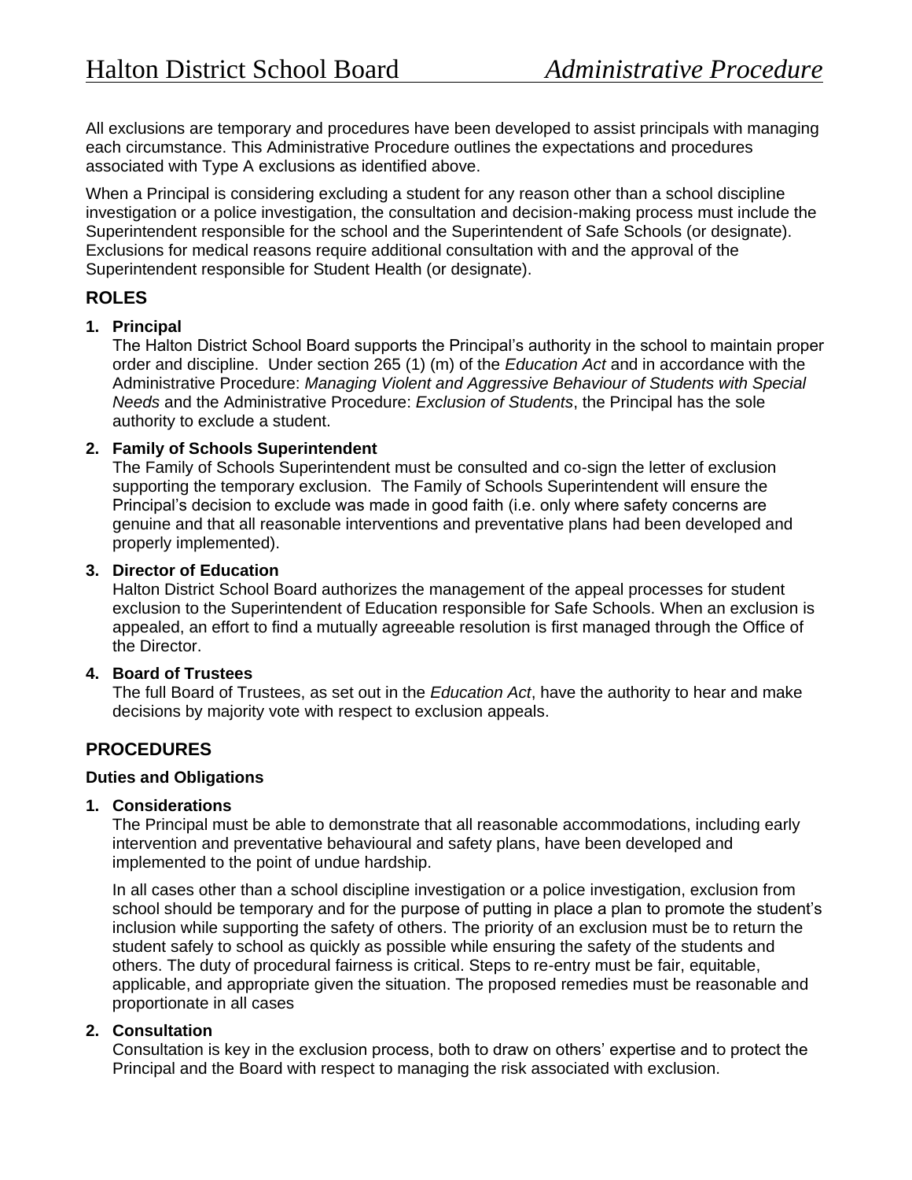All exclusions are temporary and procedures have been developed to assist principals with managing each circumstance. This Administrative Procedure outlines the expectations and procedures associated with Type A exclusions as identified above.

When a Principal is considering excluding a student for any reason other than a school discipline investigation or a police investigation, the consultation and decision-making process must include the Superintendent responsible for the school and the Superintendent of Safe Schools (or designate). Exclusions for medical reasons require additional consultation with and the approval of the Superintendent responsible for Student Health (or designate).

## ROLES

1. **Principal**
   The Halton District School Board supports the Principal's authority in the school to maintain proper order and discipline. Under section 265 (1) (m) of the *Education Act* and in accordance with the Administrative Procedure: *Managing Violent and Aggressive Behaviour of Students with Special Needs* and the Administrative Procedure: *Exclusion of Students*, the Principal has the sole authority to exclude a student.

2. **Family of Schools Superintendent**
   The Family of Schools Superintendent must be consulted and co-sign the letter of exclusion supporting the temporary exclusion. The Family of Schools Superintendent will ensure the Principal's decision to exclude was made in good faith (i.e. only where safety concerns are genuine and that all reasonable interventions and preventative plans had been developed and properly implemented).

3. **Director of Education**
   Halton District School Board authorizes the management of the appeal processes for student exclusion to the Superintendent of Education responsible for Safe Schools. When an exclusion is appealed, an effort to find a mutually agreeable resolution is first managed through the Office of the Director.

4. **Board of Trustees**
   The full Board of Trustees, as set out in the *Education Act*, have the authority to hear and make decisions by majority vote with respect to exclusion appeals.

## PROCEDURES

### Duties and Obligations

1. **Considerations**
   The Principal must be able to demonstrate that all reasonable accommodations, including early intervention and preventative behavioural and safety plans, have been developed and implemented to the point of undue hardship.

   In all cases other than a school discipline investigation or a police investigation, exclusion from school should be temporary and for the purpose of putting in place a plan to promote the student's inclusion while supporting the safety of others. The priority of an exclusion must be to return the student safely to school as quickly as possible while ensuring the safety of the students and others. The duty of procedural fairness is critical. Steps to re-entry must be fair, equitable, applicable, and appropriate given the situation. The proposed remedies must be reasonable and proportionate in all cases

2. **Consultation**
   Consultation is key in the exclusion process, both to draw on others' expertise and to protect the Principal and the Board with respect to managing the risk associated with exclusion.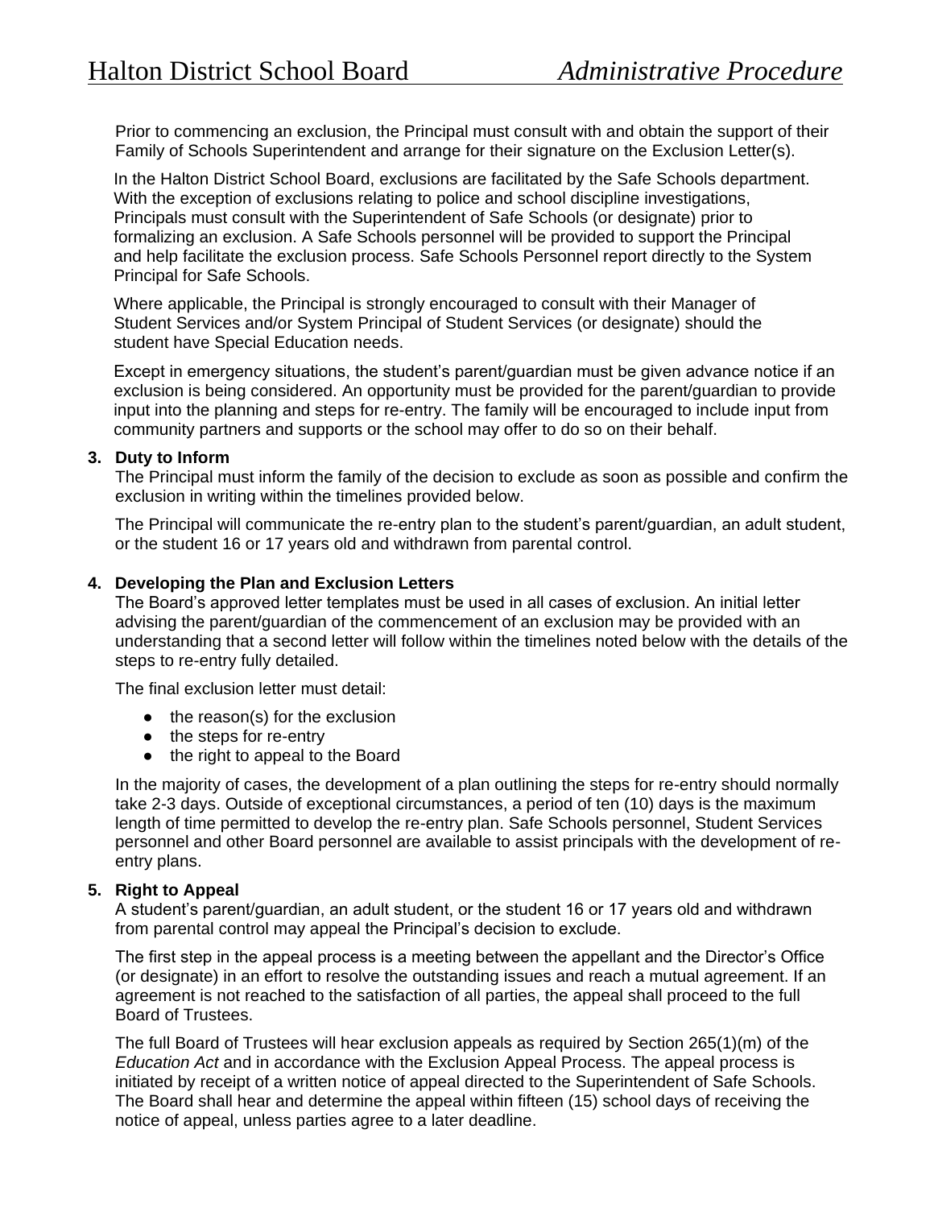Prior to commencing an exclusion, the Principal must consult with and obtain the support of their Family of Schools Superintendent and arrange for their signature on the Exclusion Letter(s).

In the Halton District School Board, exclusions are facilitated by the Safe Schools department. With the exception of exclusions relating to police and school discipline investigations, Principals must consult with the Superintendent of Safe Schools (or designate) prior to formalizing an exclusion. A Safe Schools personnel will be provided to support the Principal and help facilitate the exclusion process. Safe Schools Personnel report directly to the System Principal for Safe Schools.

Where applicable, the Principal is strongly encouraged to consult with their Manager of Student Services and/or System Principal of Student Services (or designate) should the student have Special Education needs.

Except in emergency situations, the student's parent/guardian must be given advance notice if an exclusion is being considered. An opportunity must be provided for the parent/guardian to provide input into the planning and steps for re-entry. The family will be encouraged to include input from community partners and supports or the school may offer to do so on their behalf.

**3. Duty to Inform**

The Principal must inform the family of the decision to exclude as soon as possible and confirm the exclusion in writing within the timelines provided below.

The Principal will communicate the re-entry plan to the student's parent/guardian, an adult student, or the student 16 or 17 years old and withdrawn from parental control.

**4. Developing the Plan and Exclusion Letters**

The Board's approved letter templates must be used in all cases of exclusion. An initial letter advising the parent/guardian of the commencement of an exclusion may be provided with an understanding that a second letter will follow within the timelines noted below with the details of the steps to re-entry fully detailed.

The final exclusion letter must detail:

- the reason(s) for the exclusion
- the steps for re-entry
- the right to appeal to the Board

In the majority of cases, the development of a plan outlining the steps for re-entry should normally take 2-3 days. Outside of exceptional circumstances, a period of ten (10) days is the maximum length of time permitted to develop the re-entry plan. Safe Schools personnel, Student Services personnel and other Board personnel are available to assist principals with the development of re-entry plans.

**5. Right to Appeal**

A student's parent/guardian, an adult student, or the student 16 or 17 years old and withdrawn from parental control may appeal the Principal's decision to exclude.

The first step in the appeal process is a meeting between the appellant and the Director's Office (or designate) in an effort to resolve the outstanding issues and reach a mutual agreement. If an agreement is not reached to the satisfaction of all parties, the appeal shall proceed to the full Board of Trustees.

The full Board of Trustees will hear exclusion appeals as required by Section 265(1)(m) of the *Education Act* and in accordance with the Exclusion Appeal Process. The appeal process is initiated by receipt of a written notice of appeal directed to the Superintendent of Safe Schools. The Board shall hear and determine the appeal within fifteen (15) school days of receiving the notice of appeal, unless parties agree to a later deadline.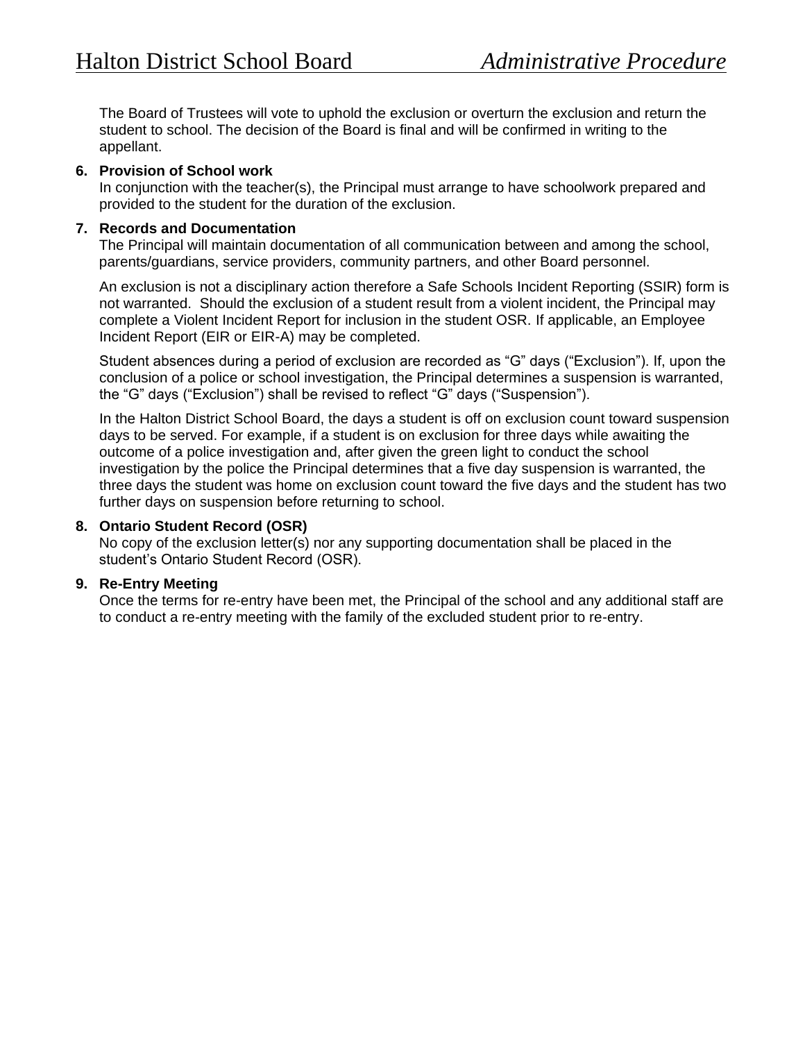The Board of Trustees will vote to uphold the exclusion or overturn the exclusion and return the student to school. The decision of the Board is final and will be confirmed in writing to the appellant.

**6. Provision of School work**

In conjunction with the teacher(s), the Principal must arrange to have schoolwork prepared and provided to the student for the duration of the exclusion.

**7. Records and Documentation**

The Principal will maintain documentation of all communication between and among the school, parents/guardians, service providers, community partners, and other Board personnel.

An exclusion is not a disciplinary action therefore a Safe Schools Incident Reporting (SSIR) form is not warranted. Should the exclusion of a student result from a violent incident, the Principal may complete a Violent Incident Report for inclusion in the student OSR. If applicable, an Employee Incident Report (EIR or EIR-A) may be completed.

Student absences during a period of exclusion are recorded as "G" days ("Exclusion"). If, upon the conclusion of a police or school investigation, the Principal determines a suspension is warranted, the "G" days ("Exclusion") shall be revised to reflect "G" days ("Suspension").

In the Halton District School Board, the days a student is off on exclusion count toward suspension days to be served. For example, if a student is on exclusion for three days while awaiting the outcome of a police investigation and, after given the green light to conduct the school investigation by the police the Principal determines that a five day suspension is warranted, the three days the student was home on exclusion count toward the five days and the student has two further days on suspension before returning to school.

**8. Ontario Student Record (OSR)**

No copy of the exclusion letter(s) nor any supporting documentation shall be placed in the student's Ontario Student Record (OSR).

**9. Re-Entry Meeting**

Once the terms for re-entry have been met, the Principal of the school and any additional staff are to conduct a re-entry meeting with the family of the excluded student prior to re-entry.